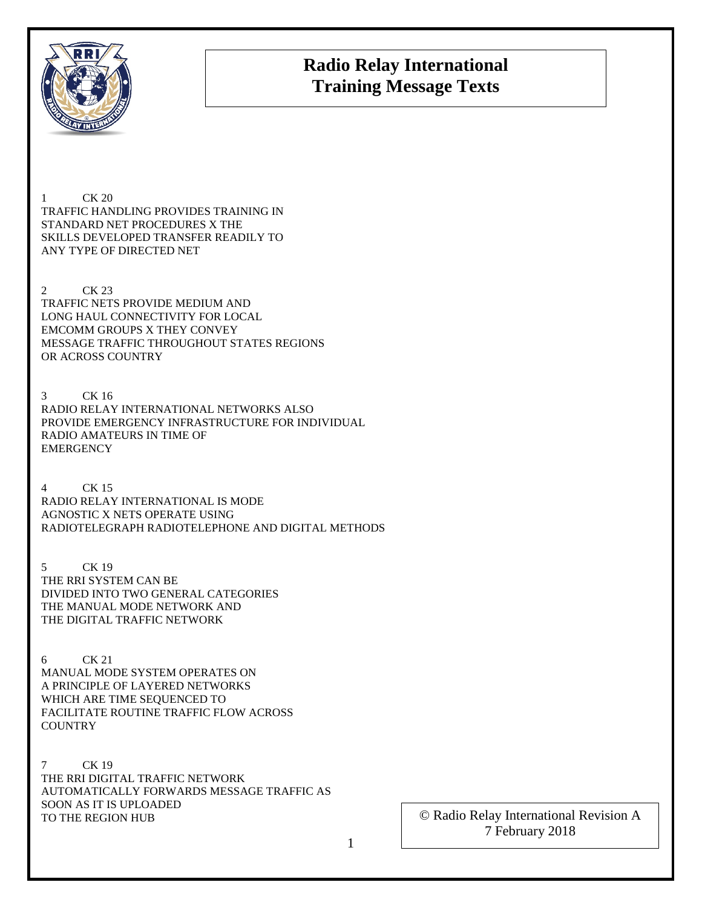# Radio Relay International
# Training Message Texts

1 CK 20
TRAFFIC HANDLING PROVIDES TRAINING IN
STANDARD NET PROCEDURES X THE
SKILLS DEVELOPED TRANSFER READILY TO
ANY TYPE OF DIRECTED NET

2 CK 23
TRAFFIC NETS PROVIDE MEDIUM AND
LONG HAUL CONNECTIVITY FOR LOCAL
EMCOMM GROUPS X THEY CONVEY
MESSAGE TRAFFIC THROUGHOUT STATES REGIONS
OR ACROSS COUNTRY

3 CK 16
RADIO RELAY INTERNATIONAL NETWORKS ALSO
PROVIDE EMERGENCY INFRASTRUCTURE FOR INDIVIDUAL
RADIO AMATEURS IN TIME OF
EMERGENCY

4 CK 15
RADIO RELAY INTERNATIONAL IS MODE
AGNOSTIC X NETS OPERATE USING
RADIOTELEGRAPH RADIOTELEPHONE AND DIGITAL METHODS

5 CK 19
THE RRI SYSTEM CAN BE
DIVIDED INTO TWO GENERAL CATEGORIES
THE MANUAL MODE NETWORK AND
THE DIGITAL TRAFFIC NETWORK

6 CK 21
MANUAL MODE SYSTEM OPERATES ON
A PRINCIPLE OF LAYERED NETWORKS
WHICH ARE TIME SEQUENCED TO
FACILITATE ROUTINE TRAFFIC FLOW ACROSS
COUNTRY

7 CK 19
THE RRI DIGITAL TRAFFIC NETWORK
AUTOMATICALLY FORWARDS MESSAGE TRAFFIC AS
SOON AS IT IS UPLOADED
TO THE REGION HUB

© Radio Relay International Revision A
7 February 2018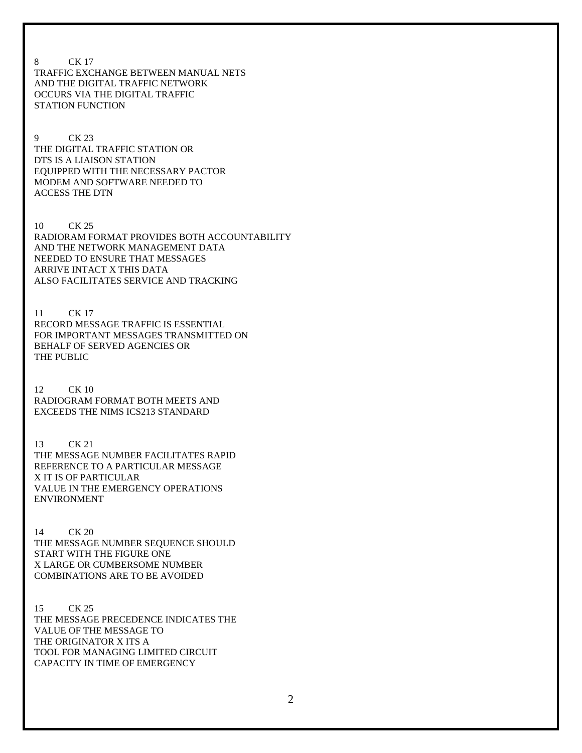8 CK 17
TRAFFIC EXCHANGE BETWEEN MANUAL NETS
AND THE DIGITAL TRAFFIC NETWORK
OCCURS VIA THE DIGITAL TRAFFIC
STATION FUNCTION

9 CK 23
THE DIGITAL TRAFFIC STATION OR
DTS IS A LIAISON STATION
EQUIPPED WITH THE NECESSARY PACTOR
MODEM AND SOFTWARE NEEDED TO
ACCESS THE DTN

10 CK 25
RADIORAM FORMAT PROVIDES BOTH ACCOUNTABILITY
AND THE NETWORK MANAGEMENT DATA
NEEDED TO ENSURE THAT MESSAGES
ARRIVE INTACT X THIS DATA
ALSO FACILITATES SERVICE AND TRACKING

11 CK 17
RECORD MESSAGE TRAFFIC IS ESSENTIAL
FOR IMPORTANT MESSAGES TRANSMITTED ON
BEHALF OF SERVED AGENCIES OR
THE PUBLIC

12 CK 10
RADIOGRAM FORMAT BOTH MEETS AND
EXCEEDS THE NIMS ICS213 STANDARD

13 CK 21
THE MESSAGE NUMBER FACILITATES RAPID
REFERENCE TO A PARTICULAR MESSAGE
X IT IS OF PARTICULAR
VALUE IN THE EMERGENCY OPERATIONS
ENVIRONMENT

14 CK 20
THE MESSAGE NUMBER SEQUENCE SHOULD
START WITH THE FIGURE ONE
X LARGE OR CUMBERSOME NUMBER
COMBINATIONS ARE TO BE AVOIDED

15 CK 25
THE MESSAGE PRECEDENCE INDICATES THE
VALUE OF THE MESSAGE TO
THE ORIGINATOR X ITS A
TOOL FOR MANAGING LIMITED CIRCUIT
CAPACITY IN TIME OF EMERGENCY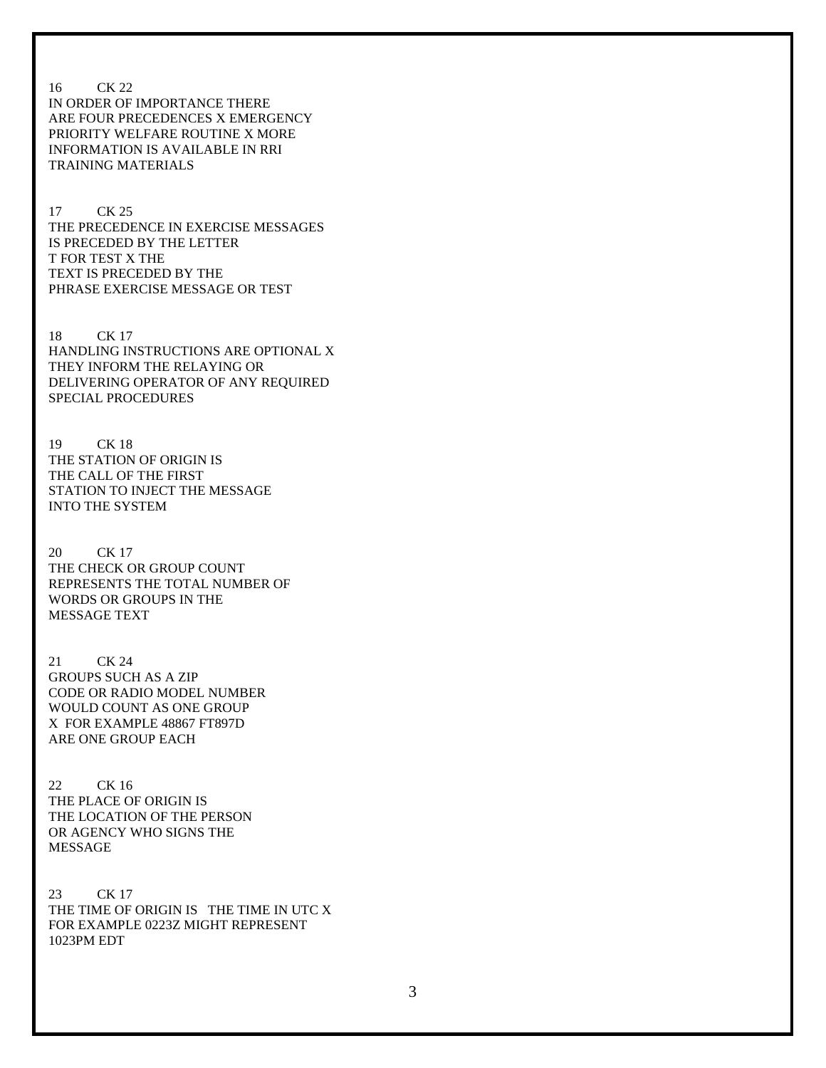16 CK 22
IN ORDER OF IMPORTANCE THERE
ARE FOUR PRECEDENCES X EMERGENCY
PRIORITY WELFARE ROUTINE X MORE
INFORMATION IS AVAILABLE IN RRI
TRAINING MATERIALS

17 CK 25
THE PRECEDENCE IN EXERCISE MESSAGES
IS PRECEDED BY THE LETTER
T FOR TEST X THE
TEXT IS PRECEDED BY THE
PHRASE EXERCISE MESSAGE OR TEST

18 CK 17
HANDLING INSTRUCTIONS ARE OPTIONAL X
THEY INFORM THE RELAYING OR
DELIVERING OPERATOR OF ANY REQUIRED
SPECIAL PROCEDURES

19 CK 18
THE STATION OF ORIGIN IS
THE CALL OF THE FIRST
STATION TO INJECT THE MESSAGE
INTO THE SYSTEM

20 CK 17
THE CHECK OR GROUP COUNT
REPRESENTS THE TOTAL NUMBER OF
WORDS OR GROUPS IN THE
MESSAGE TEXT

21 CK 24
GROUPS SUCH AS A ZIP
CODE OR RADIO MODEL NUMBER
WOULD COUNT AS ONE GROUP
X FOR EXAMPLE 48867 FT897D
ARE ONE GROUP EACH

22 CK 16
THE PLACE OF ORIGIN IS
THE LOCATION OF THE PERSON
OR AGENCY WHO SIGNS THE
MESSAGE

23 CK 17
THE TIME OF ORIGIN IS THE TIME IN UTC X
FOR EXAMPLE 0223Z MIGHT REPRESENT
1023PM EDT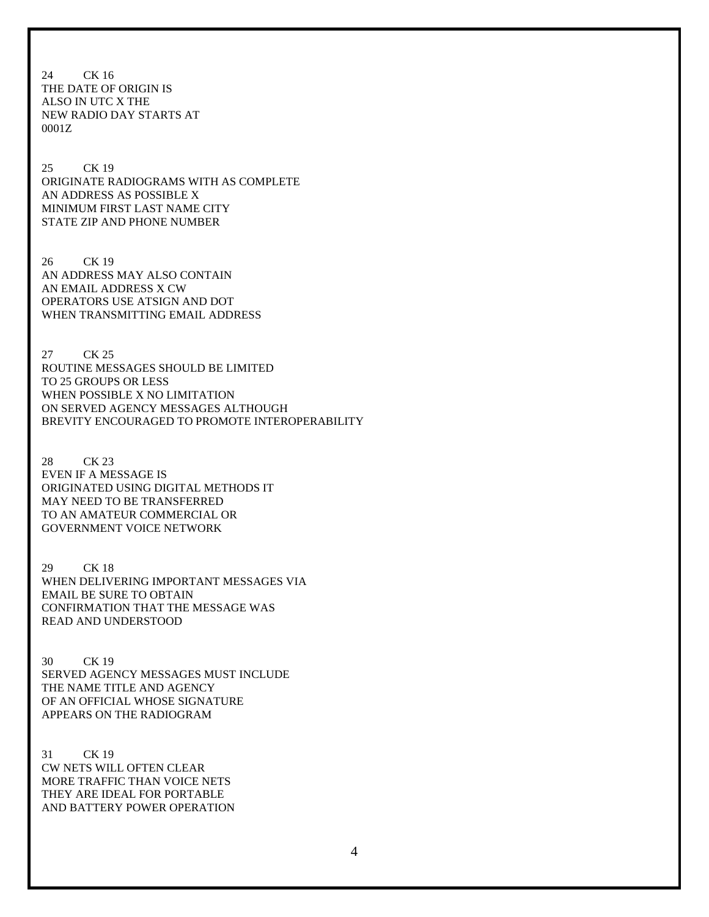24 CK 16
THE DATE OF ORIGIN IS
ALSO IN UTC X THE
NEW RADIO DAY STARTS AT
0001Z

25 CK 19
ORIGINATE RADIOGRAMS WITH AS COMPLETE
AN ADDRESS AS POSSIBLE X
MINIMUM FIRST LAST NAME CITY
STATE ZIP AND PHONE NUMBER

26 CK 19
AN ADDRESS MAY ALSO CONTAIN
AN EMAIL ADDRESS X CW
OPERATORS USE ATSIGN AND DOT
WHEN TRANSMITTING EMAIL ADDRESS

27 CK 25
ROUTINE MESSAGES SHOULD BE LIMITED
TO 25 GROUPS OR LESS
WHEN POSSIBLE X NO LIMITATION
ON SERVED AGENCY MESSAGES ALTHOUGH
BREVITY ENCOURAGED TO PROMOTE INTEROPERABILITY

28 CK 23
EVEN IF A MESSAGE IS
ORIGINATED USING DIGITAL METHODS IT
MAY NEED TO BE TRANSFERRED
TO AN AMATEUR COMMERCIAL OR
GOVERNMENT VOICE NETWORK

29 CK 18
WHEN DELIVERING IMPORTANT MESSAGES VIA
EMAIL BE SURE TO OBTAIN
CONFIRMATION THAT THE MESSAGE WAS
READ AND UNDERSTOOD

30 CK 19
SERVED AGENCY MESSAGES MUST INCLUDE
THE NAME TITLE AND AGENCY
OF AN OFFICIAL WHOSE SIGNATURE
APPEARS ON THE RADIOGRAM

31 CK 19
CW NETS WILL OFTEN CLEAR
MORE TRAFFIC THAN VOICE NETS
THEY ARE IDEAL FOR PORTABLE
AND BATTERY POWER OPERATION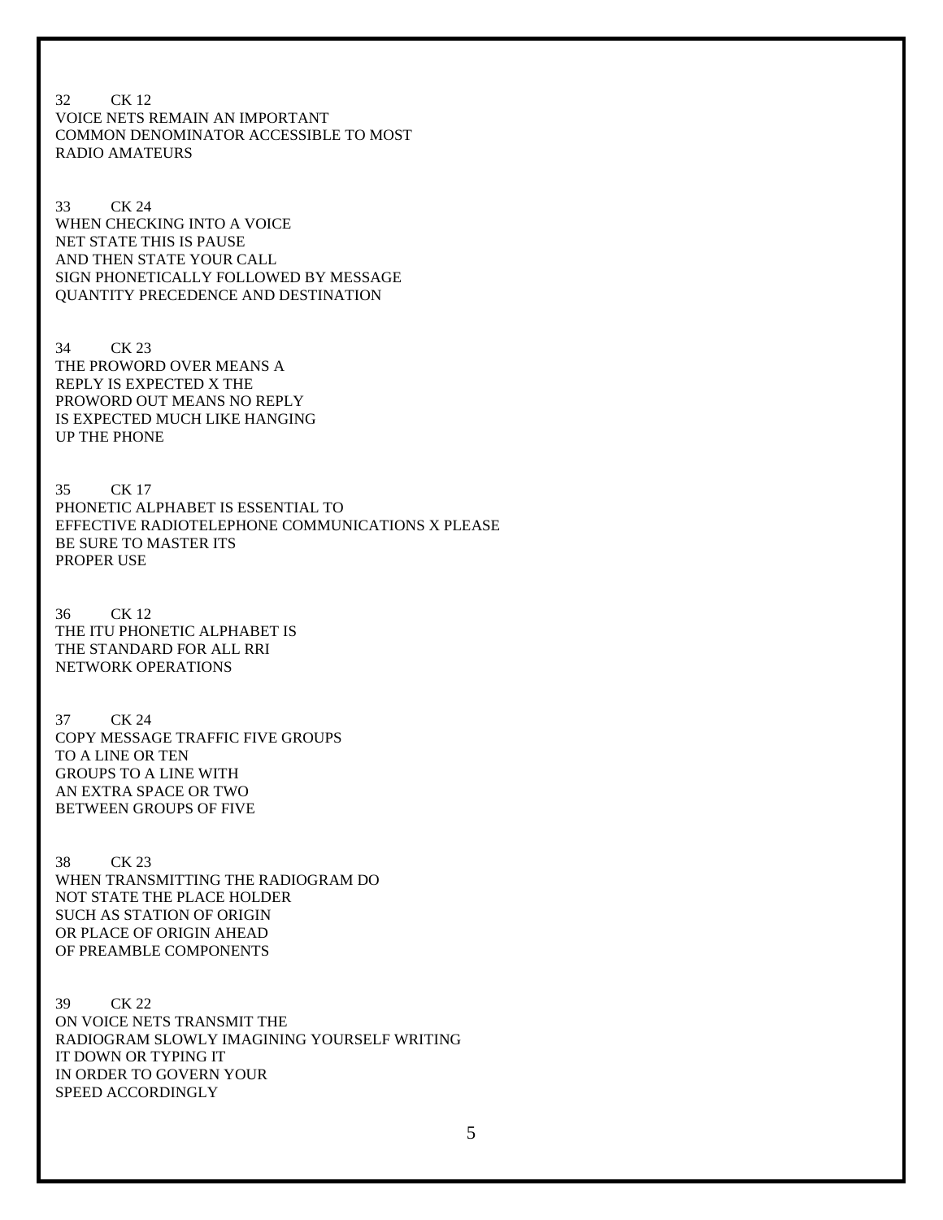32 CK 12
VOICE NETS REMAIN AN IMPORTANT
COMMON DENOMINATOR ACCESSIBLE TO MOST
RADIO AMATEURS

33 CK 24
WHEN CHECKING INTO A VOICE
NET STATE THIS IS PAUSE
AND THEN STATE YOUR CALL
SIGN PHONETICALLY FOLLOWED BY MESSAGE
QUANTITY PRECEDENCE AND DESTINATION

34 CK 23
THE PROWORD OVER MEANS A
REPLY IS EXPECTED X THE
PROWORD OUT MEANS NO REPLY
IS EXPECTED MUCH LIKE HANGING
UP THE PHONE

35 CK 17
PHONETIC ALPHABET IS ESSENTIAL TO
EFFECTIVE RADIOTELEPHONE COMMUNICATIONS X PLEASE
BE SURE TO MASTER ITS
PROPER USE

36 CK 12
THE ITU PHONETIC ALPHABET IS
THE STANDARD FOR ALL RRI
NETWORK OPERATIONS

37 CK 24
COPY MESSAGE TRAFFIC FIVE GROUPS
TO A LINE OR TEN
GROUPS TO A LINE WITH
AN EXTRA SPACE OR TWO
BETWEEN GROUPS OF FIVE

38 CK 23
WHEN TRANSMITTING THE RADIOGRAM DO
NOT STATE THE PLACE HOLDER
SUCH AS STATION OF ORIGIN
OR PLACE OF ORIGIN AHEAD
OF PREAMBLE COMPONENTS

39 CK 22
ON VOICE NETS TRANSMIT THE
RADIOGRAM SLOWLY IMAGINING YOURSELF WRITING
IT DOWN OR TYPING IT
IN ORDER TO GOVERN YOUR
SPEED ACCORDINGLY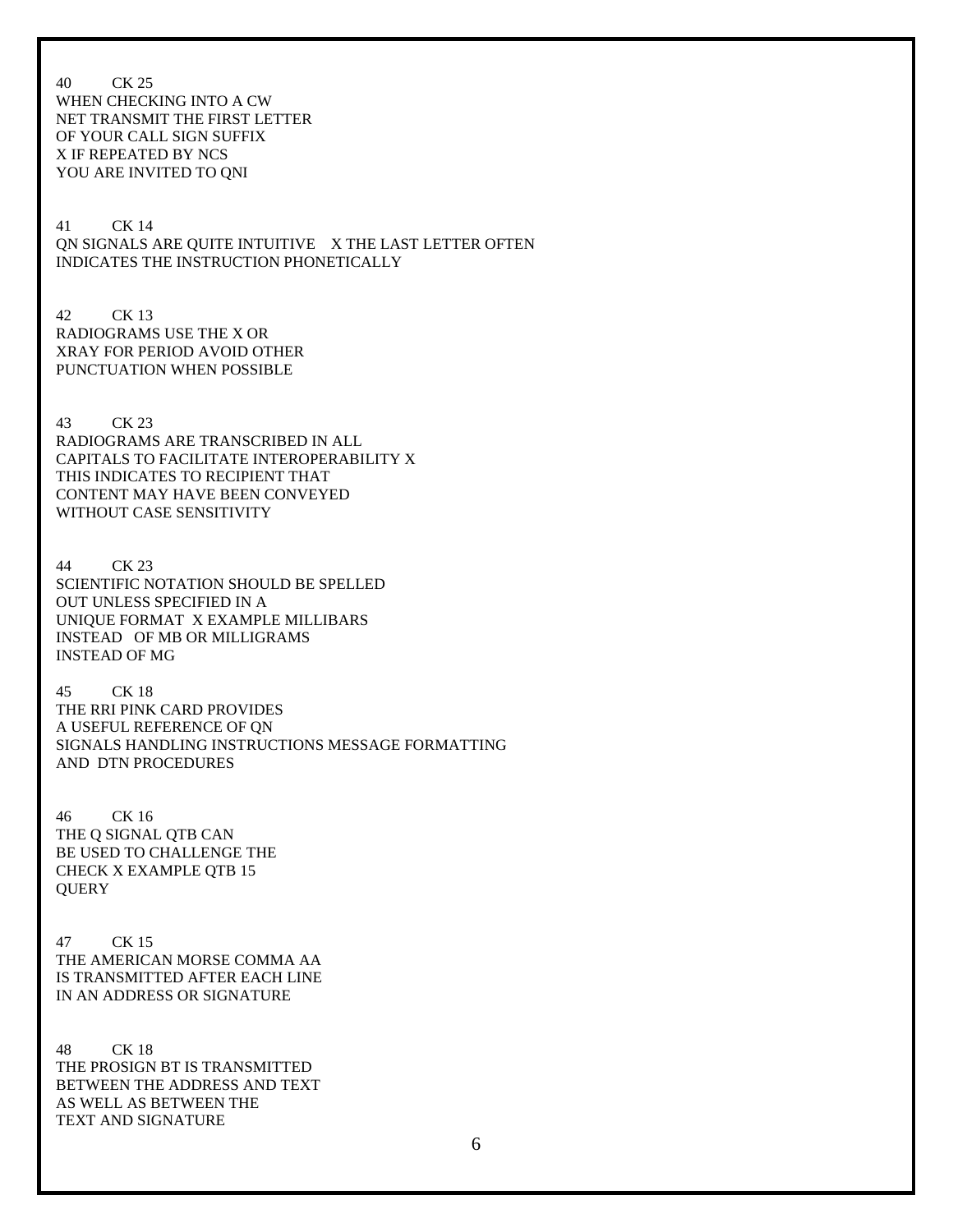40 CK 25
WHEN CHECKING INTO A CW
NET TRANSMIT THE FIRST LETTER
OF YOUR CALL SIGN SUFFIX
X IF REPEATED BY NCS
YOU ARE INVITED TO QNI

41 CK 14
QN SIGNALS ARE QUITE INTUITIVE X THE LAST LETTER OFTEN
INDICATES THE INSTRUCTION PHONETICALLY

42 CK 13
RADIOGRAMS USE THE X OR
XRAY FOR PERIOD AVOID OTHER
PUNCTUATION WHEN POSSIBLE

43 CK 23
RADIOGRAMS ARE TRANSCRIBED IN ALL
CAPITALS TO FACILITATE INTEROPERABILITY X
THIS INDICATES TO RECIPIENT THAT
CONTENT MAY HAVE BEEN CONVEYED
WITHOUT CASE SENSITIVITY

44 CK 23
SCIENTIFIC NOTATION SHOULD BE SPELLED
OUT UNLESS SPECIFIED IN A
UNIQUE FORMAT X EXAMPLE MILLIBARS
INSTEAD OF MB OR MILLIGRAMS
INSTEAD OF MG

45 CK 18
THE RRI PINK CARD PROVIDES
A USEFUL REFERENCE OF QN
SIGNALS HANDLING INSTRUCTIONS MESSAGE FORMATTING
AND DTN PROCEDURES

46 CK 16
THE Q SIGNAL QTB CAN
BE USED TO CHALLENGE THE
CHECK X EXAMPLE QTB 15
QUERY

47 CK 15
THE AMERICAN MORSE COMMA AA
IS TRANSMITTED AFTER EACH LINE
IN AN ADDRESS OR SIGNATURE

48 CK 18
THE PROSIGN BT IS TRANSMITTED
BETWEEN THE ADDRESS AND TEXT
AS WELL AS BETWEEN THE
TEXT AND SIGNATURE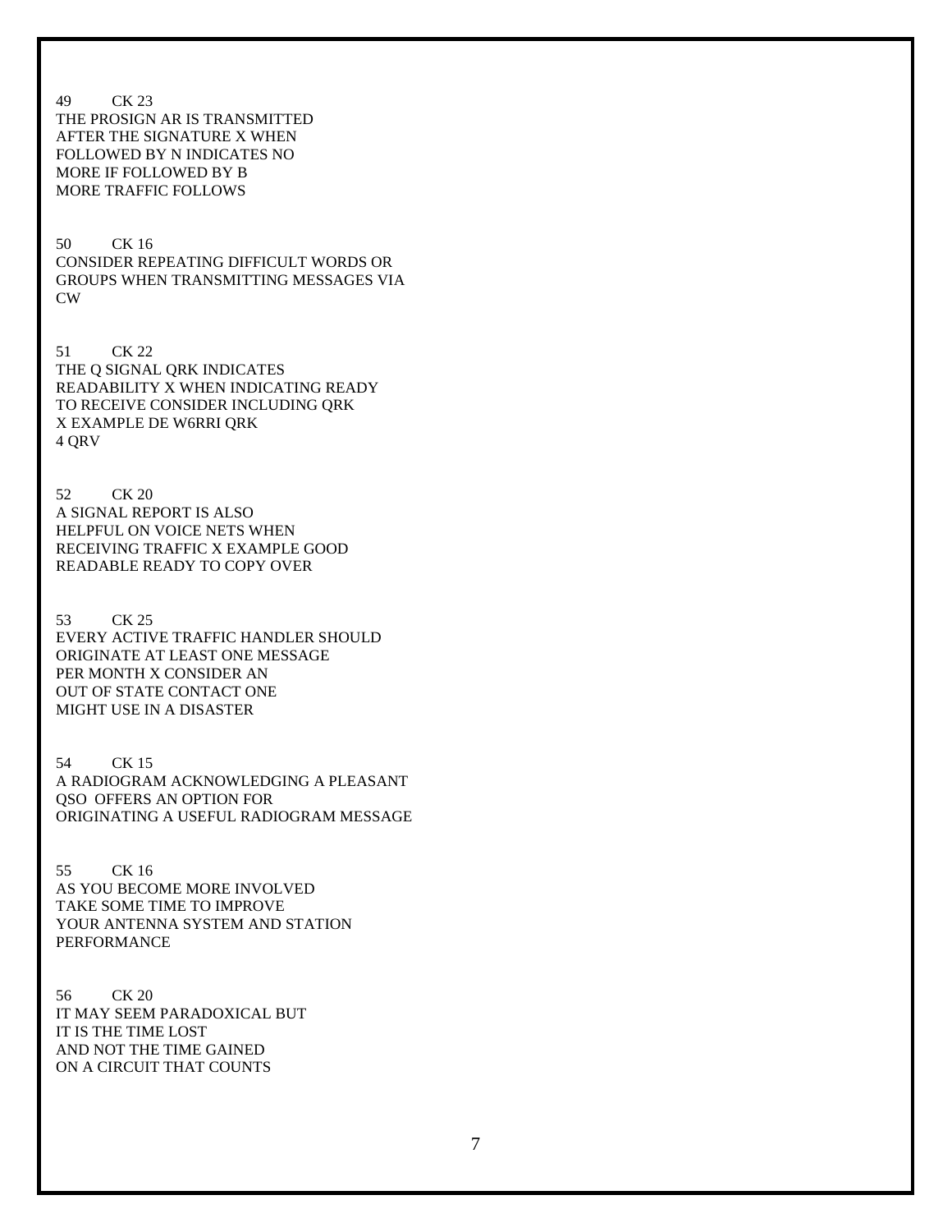49 CK 23
THE PROSIGN AR IS TRANSMITTED
AFTER THE SIGNATURE X WHEN
FOLLOWED BY N INDICATES NO
MORE IF FOLLOWED BY B
MORE TRAFFIC FOLLOWS

50 CK 16
CONSIDER REPEATING DIFFICULT WORDS OR
GROUPS WHEN TRANSMITTING MESSAGES VIA
CW

51 CK 22
THE Q SIGNAL QRK INDICATES
READABILITY X WHEN INDICATING READY
TO RECEIVE CONSIDER INCLUDING QRK
X EXAMPLE DE W6RRI QRK
4 QRV

52 CK 20
A SIGNAL REPORT IS ALSO
HELPFUL ON VOICE NETS WHEN
RECEIVING TRAFFIC X EXAMPLE GOOD
READABLE READY TO COPY OVER

53 CK 25
EVERY ACTIVE TRAFFIC HANDLER SHOULD
ORIGINATE AT LEAST ONE MESSAGE
PER MONTH X CONSIDER AN
OUT OF STATE CONTACT ONE
MIGHT USE IN A DISASTER

54 CK 15
A RADIOGRAM ACKNOWLEDGING A PLEASANT
QSO OFFERS AN OPTION FOR
ORIGINATING A USEFUL RADIOGRAM MESSAGE

55 CK 16
AS YOU BECOME MORE INVOLVED
TAKE SOME TIME TO IMPROVE
YOUR ANTENNA SYSTEM AND STATION
PERFORMANCE

56 CK 20
IT MAY SEEM PARADOXICAL BUT
IT IS THE TIME LOST
AND NOT THE TIME GAINED
ON A CIRCUIT THAT COUNTS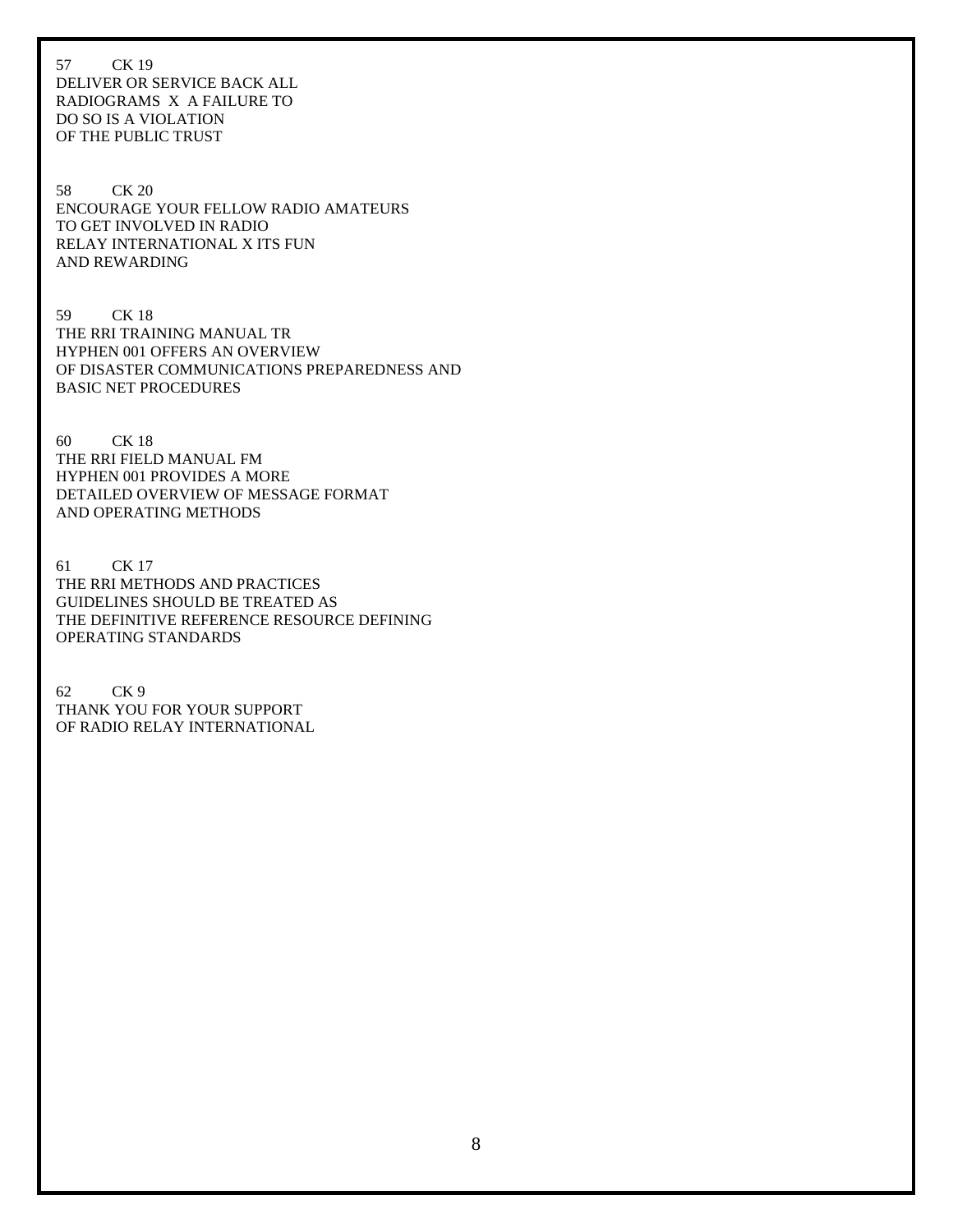57 CK 19  
DELIVER OR SERVICE BACK ALL  
RADIOGRAMS X A FAILURE TO  
DO SO IS A VIOLATION  
OF THE PUBLIC TRUST

58 CK 20  
ENCOURAGE YOUR FELLOW RADIO AMATEURS  
TO GET INVOLVED IN RADIO  
RELAY INTERNATIONAL X ITS FUN  
AND REWARDING

59 CK 18  
THE RRI TRAINING MANUAL TR  
HYPHEN 001 OFFERS AN OVERVIEW  
OF DISASTER COMMUNICATIONS PREPAREDNESS AND  
BASIC NET PROCEDURES

60 CK 18  
THE RRI FIELD MANUAL FM  
HYPHEN 001 PROVIDES A MORE  
DETAILED OVERVIEW OF MESSAGE FORMAT  
AND OPERATING METHODS

61 CK 17  
THE RRI METHODS AND PRACTICES  
GUIDELINES SHOULD BE TREATED AS  
THE DEFINITIVE REFERENCE RESOURCE DEFINING  
OPERATING STANDARDS

62 CK 9  
THANK YOU FOR YOUR SUPPORT  
OF RADIO RELAY INTERNATIONAL